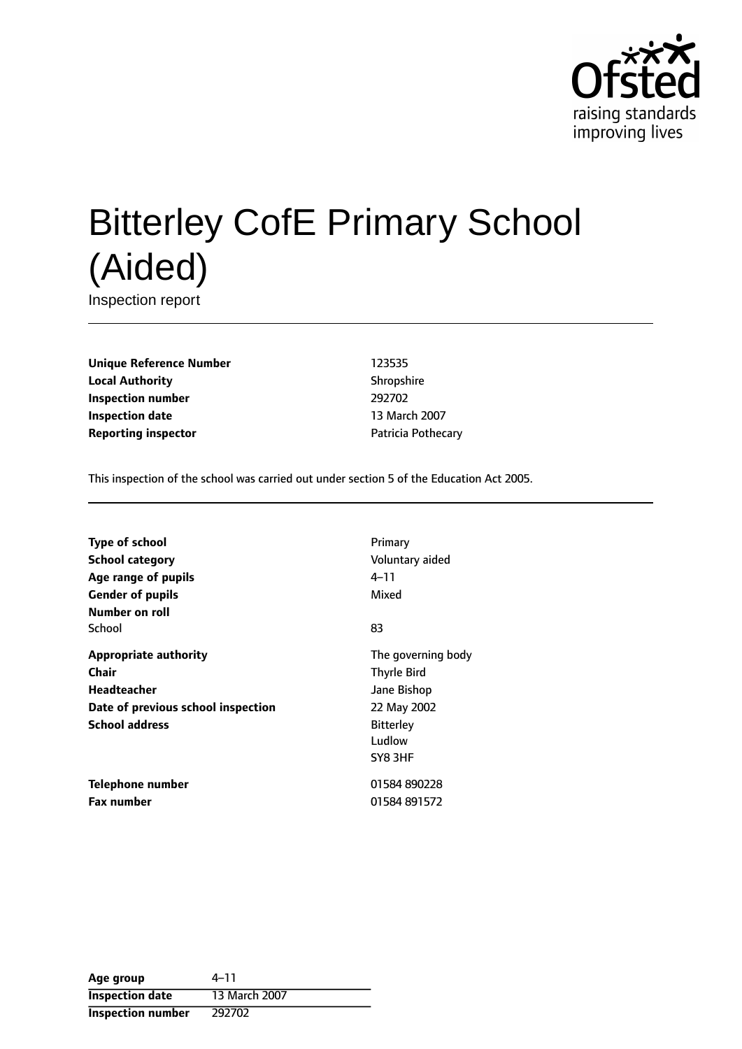# Bitterley CofE Primary School (Aided)

Inspection report

| | |
|---|---|
| **Unique Reference Number** | 123535 |
| **Local Authority** | Shropshire |
| **Inspection number** | 292702 |
| **Inspection date** | 13 March 2007 |
| **Reporting inspector** | Patricia Pothecary |

This inspection of the school was carried out under section 5 of the Education Act 2005.

| | |
|---|---|
| **Type of school** | Primary |
| **School category** | Voluntary aided |
| **Age range of pupils** | 4–11 |
| **Gender of pupils** | Mixed |
| **Number on roll** | |
| School | 83 |
| **Appropriate authority** | The governing body |
| **Chair** | Thyrle Bird |
| **Headteacher** | Jane Bishop |
| **Date of previous school inspection** | 22 May 2002 |
| **School address** | Bitterley<br>Ludlow<br>SY8 3HF |
| **Telephone number** | 01584 890228 |
| **Fax number** | 01584 891572 |

| | |
|---|---|
| **Age group** | 4–11 |
| **Inspection date** | 13 March 2007 |
| **Inspection number** | 292702 |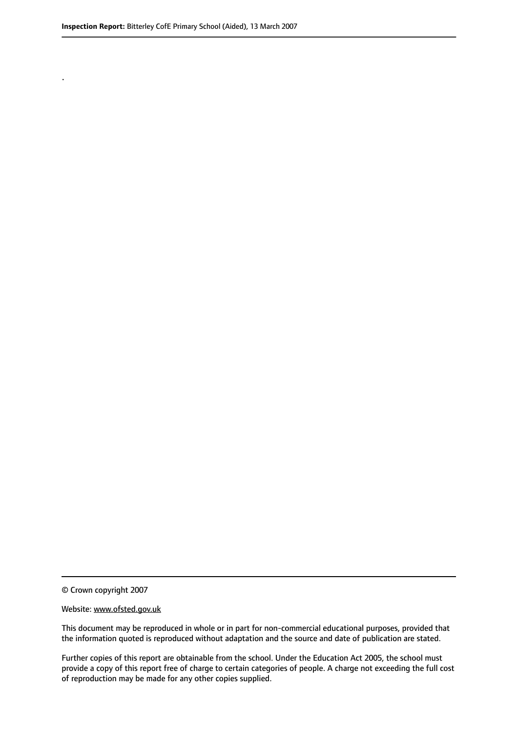.

© Crown copyright 2007

Website: www.ofsted.gov.uk

This document may be reproduced in whole or in part for non-commercial educational purposes, provided that the information quoted is reproduced without adaptation and the source and date of publication are stated.

Further copies of this report are obtainable from the school. Under the Education Act 2005, the school must provide a copy of this report free of charge to certain categories of people. A charge not exceeding the full cost of reproduction may be made for any other copies supplied.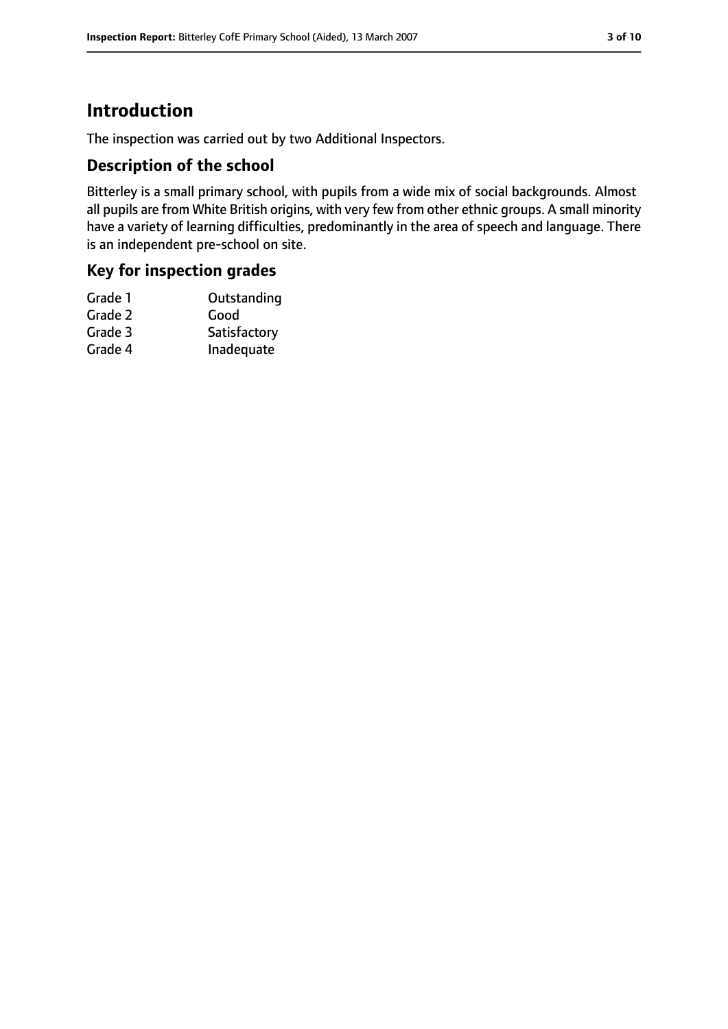# Introduction

The inspection was carried out by two Additional Inspectors.

## Description of the school

Bitterley is a small primary school, with pupils from a wide mix of social backgrounds. Almost all pupils are from White British origins, with very few from other ethnic groups. A small minority have a variety of learning difficulties, predominantly in the area of speech and language. There is an independent pre-school on site.

## Key for inspection grades

| | |
|---|---|
| Grade 1 | Outstanding |
| Grade 2 | Good |
| Grade 3 | Satisfactory |
| Grade 4 | Inadequate |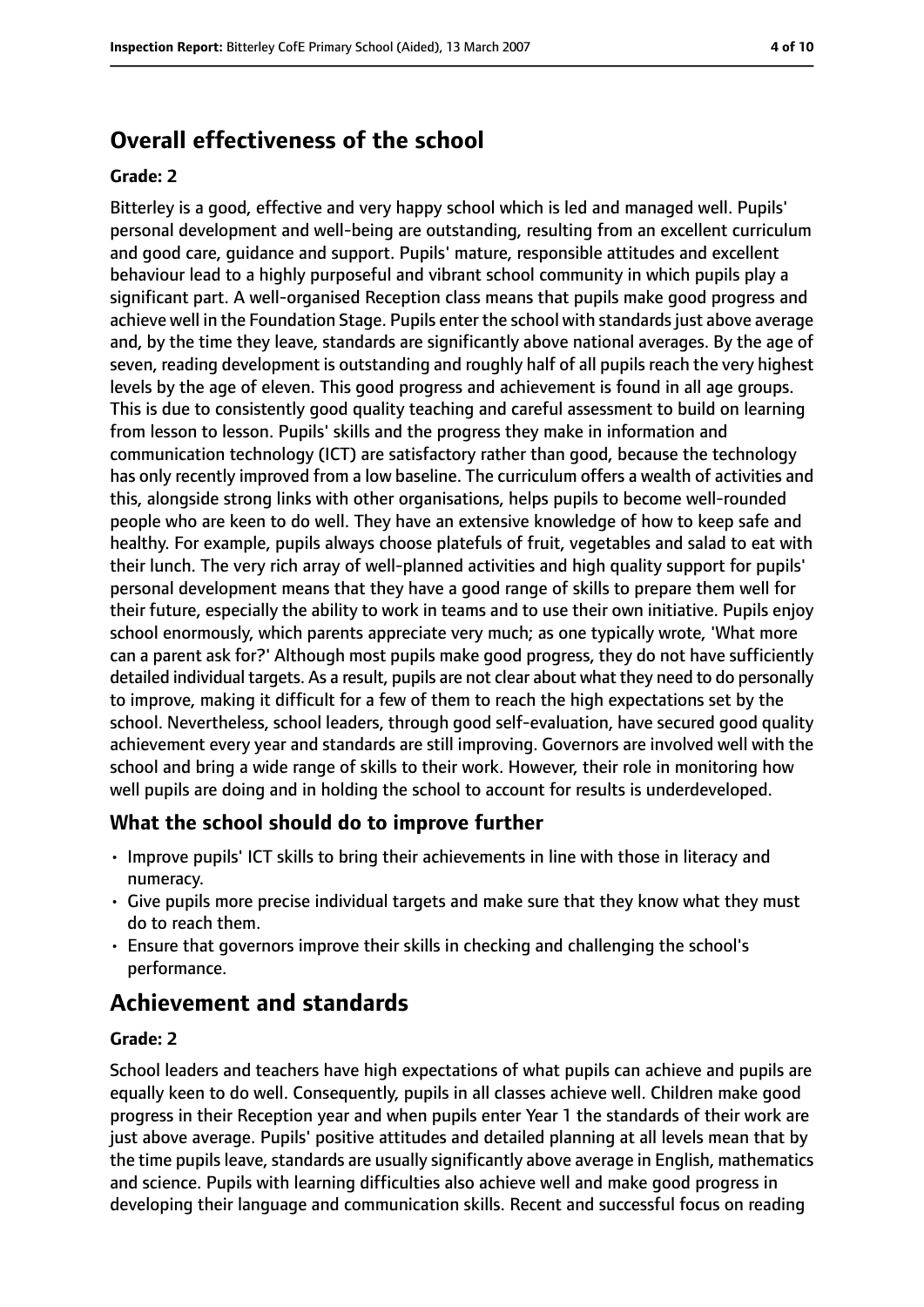## Overall effectiveness of the school

**Grade: 2**

Bitterley is a good, effective and very happy school which is led and managed well. Pupils' personal development and well-being are outstanding, resulting from an excellent curriculum and good care, guidance and support. Pupils' mature, responsible attitudes and excellent behaviour lead to a highly purposeful and vibrant school community in which pupils play a significant part. A well-organised Reception class means that pupils make good progress and achieve well in the Foundation Stage. Pupils enter the school with standards just above average and, by the time they leave, standards are significantly above national averages. By the age of seven, reading development is outstanding and roughly half of all pupils reach the very highest levels by the age of eleven. This good progress and achievement is found in all age groups. This is due to consistently good quality teaching and careful assessment to build on learning from lesson to lesson. Pupils' skills and the progress they make in information and communication technology (ICT) are satisfactory rather than good, because the technology has only recently improved from a low baseline. The curriculum offers a wealth of activities and this, alongside strong links with other organisations, helps pupils to become well-rounded people who are keen to do well. They have an extensive knowledge of how to keep safe and healthy. For example, pupils always choose platefuls of fruit, vegetables and salad to eat with their lunch. The very rich array of well-planned activities and high quality support for pupils' personal development means that they have a good range of skills to prepare them well for their future, especially the ability to work in teams and to use their own initiative. Pupils enjoy school enormously, which parents appreciate very much; as one typically wrote, 'What more can a parent ask for?' Although most pupils make good progress, they do not have sufficiently detailed individual targets. As a result, pupils are not clear about what they need to do personally to improve, making it difficult for a few of them to reach the high expectations set by the school. Nevertheless, school leaders, through good self-evaluation, have secured good quality achievement every year and standards are still improving. Governors are involved well with the school and bring a wide range of skills to their work. However, their role in monitoring how well pupils are doing and in holding the school to account for results is underdeveloped.

### What the school should do to improve further

- Improve pupils' ICT skills to bring their achievements in line with those in literacy and numeracy.
- Give pupils more precise individual targets and make sure that they know what they must do to reach them.
- Ensure that governors improve their skills in checking and challenging the school's performance.

## Achievement and standards

**Grade: 2**

School leaders and teachers have high expectations of what pupils can achieve and pupils are equally keen to do well. Consequently, pupils in all classes achieve well. Children make good progress in their Reception year and when pupils enter Year 1 the standards of their work are just above average. Pupils' positive attitudes and detailed planning at all levels mean that by the time pupils leave, standards are usually significantly above average in English, mathematics and science. Pupils with learning difficulties also achieve well and make good progress in developing their language and communication skills. Recent and successful focus on reading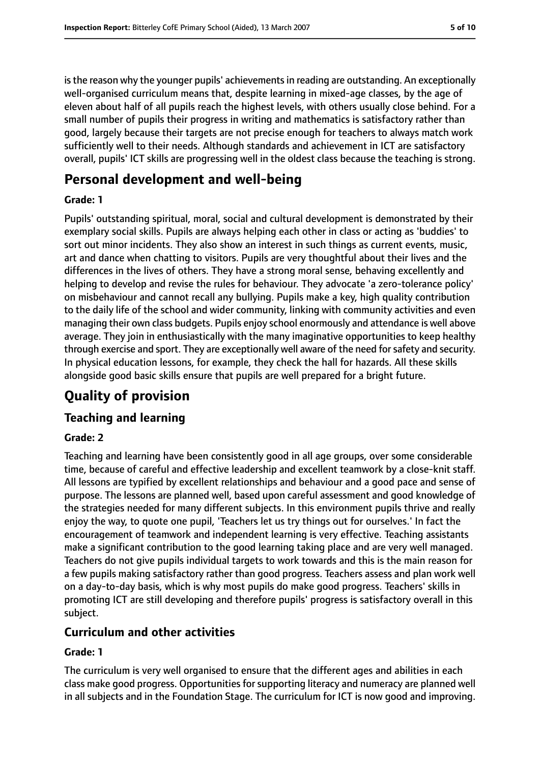is the reason why the younger pupils' achievements in reading are outstanding. An exceptionally well-organised curriculum means that, despite learning in mixed-age classes, by the age of eleven about half of all pupils reach the highest levels, with others usually close behind. For a small number of pupils their progress in writing and mathematics is satisfactory rather than good, largely because their targets are not precise enough for teachers to always match work sufficiently well to their needs. Although standards and achievement in ICT are satisfactory overall, pupils' ICT skills are progressing well in the oldest class because the teaching is strong.

# Personal development and well-being

### Grade: 1

Pupils' outstanding spiritual, moral, social and cultural development is demonstrated by their exemplary social skills. Pupils are always helping each other in class or acting as 'buddies' to sort out minor incidents. They also show an interest in such things as current events, music, art and dance when chatting to visitors. Pupils are very thoughtful about their lives and the differences in the lives of others. They have a strong moral sense, behaving excellently and helping to develop and revise the rules for behaviour. They advocate 'a zero-tolerance policy' on misbehaviour and cannot recall any bullying. Pupils make a key, high quality contribution to the daily life of the school and wider community, linking with community activities and even managing their own class budgets. Pupils enjoy school enormously and attendance is well above average. They join in enthusiastically with the many imaginative opportunities to keep healthy through exercise and sport. They are exceptionally well aware of the need for safety and security. In physical education lessons, for example, they check the hall for hazards. All these skills alongside good basic skills ensure that pupils are well prepared for a bright future.

# Quality of provision

## Teaching and learning

### Grade: 2

Teaching and learning have been consistently good in all age groups, over some considerable time, because of careful and effective leadership and excellent teamwork by a close-knit staff. All lessons are typified by excellent relationships and behaviour and a good pace and sense of purpose. The lessons are planned well, based upon careful assessment and good knowledge of the strategies needed for many different subjects. In this environment pupils thrive and really enjoy the way, to quote one pupil, 'Teachers let us try things out for ourselves.' In fact the encouragement of teamwork and independent learning is very effective. Teaching assistants make a significant contribution to the good learning taking place and are very well managed. Teachers do not give pupils individual targets to work towards and this is the main reason for a few pupils making satisfactory rather than good progress. Teachers assess and plan work well on a day-to-day basis, which is why most pupils do make good progress. Teachers' skills in promoting ICT are still developing and therefore pupils' progress is satisfactory overall in this subject.

## Curriculum and other activities

### Grade: 1

The curriculum is very well organised to ensure that the different ages and abilities in each class make good progress. Opportunities for supporting literacy and numeracy are planned well in all subjects and in the Foundation Stage. The curriculum for ICT is now good and improving.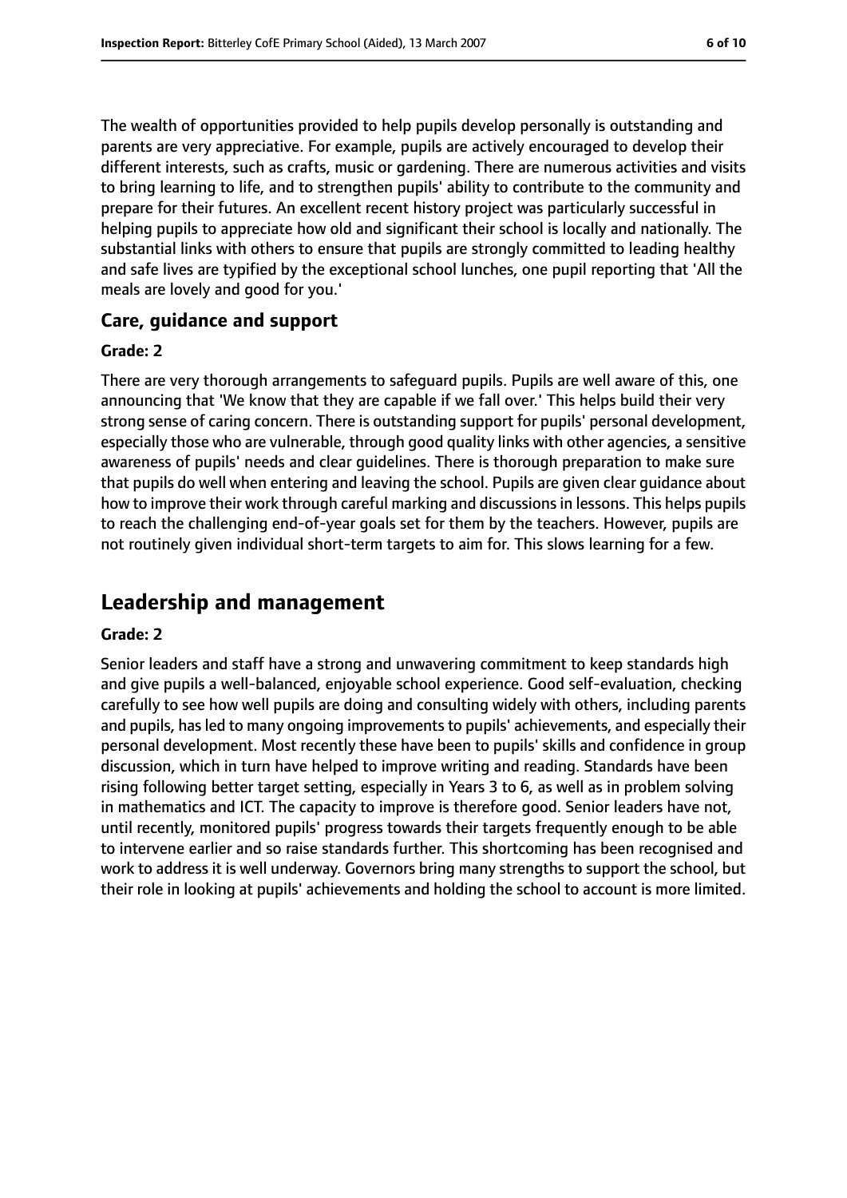The wealth of opportunities provided to help pupils develop personally is outstanding and parents are very appreciative. For example, pupils are actively encouraged to develop their different interests, such as crafts, music or gardening. There are numerous activities and visits to bring learning to life, and to strengthen pupils' ability to contribute to the community and prepare for their futures. An excellent recent history project was particularly successful in helping pupils to appreciate how old and significant their school is locally and nationally. The substantial links with others to ensure that pupils are strongly committed to leading healthy and safe lives are typified by the exceptional school lunches, one pupil reporting that 'All the meals are lovely and good for you.'

### Care, guidance and support

#### Grade: 2

There are very thorough arrangements to safeguard pupils. Pupils are well aware of this, one announcing that 'We know that they are capable if we fall over.' This helps build their very strong sense of caring concern. There is outstanding support for pupils' personal development, especially those who are vulnerable, through good quality links with other agencies, a sensitive awareness of pupils' needs and clear guidelines. There is thorough preparation to make sure that pupils do well when entering and leaving the school. Pupils are given clear guidance about how to improve their work through careful marking and discussions in lessons. This helps pupils to reach the challenging end-of-year goals set for them by the teachers. However, pupils are not routinely given individual short-term targets to aim for. This slows learning for a few.

## Leadership and management

#### Grade: 2

Senior leaders and staff have a strong and unwavering commitment to keep standards high and give pupils a well-balanced, enjoyable school experience. Good self-evaluation, checking carefully to see how well pupils are doing and consulting widely with others, including parents and pupils, has led to many ongoing improvements to pupils' achievements, and especially their personal development. Most recently these have been to pupils' skills and confidence in group discussion, which in turn have helped to improve writing and reading. Standards have been rising following better target setting, especially in Years 3 to 6, as well as in problem solving in mathematics and ICT. The capacity to improve is therefore good. Senior leaders have not, until recently, monitored pupils' progress towards their targets frequently enough to be able to intervene earlier and so raise standards further. This shortcoming has been recognised and work to address it is well underway. Governors bring many strengths to support the school, but their role in looking at pupils' achievements and holding the school to account is more limited.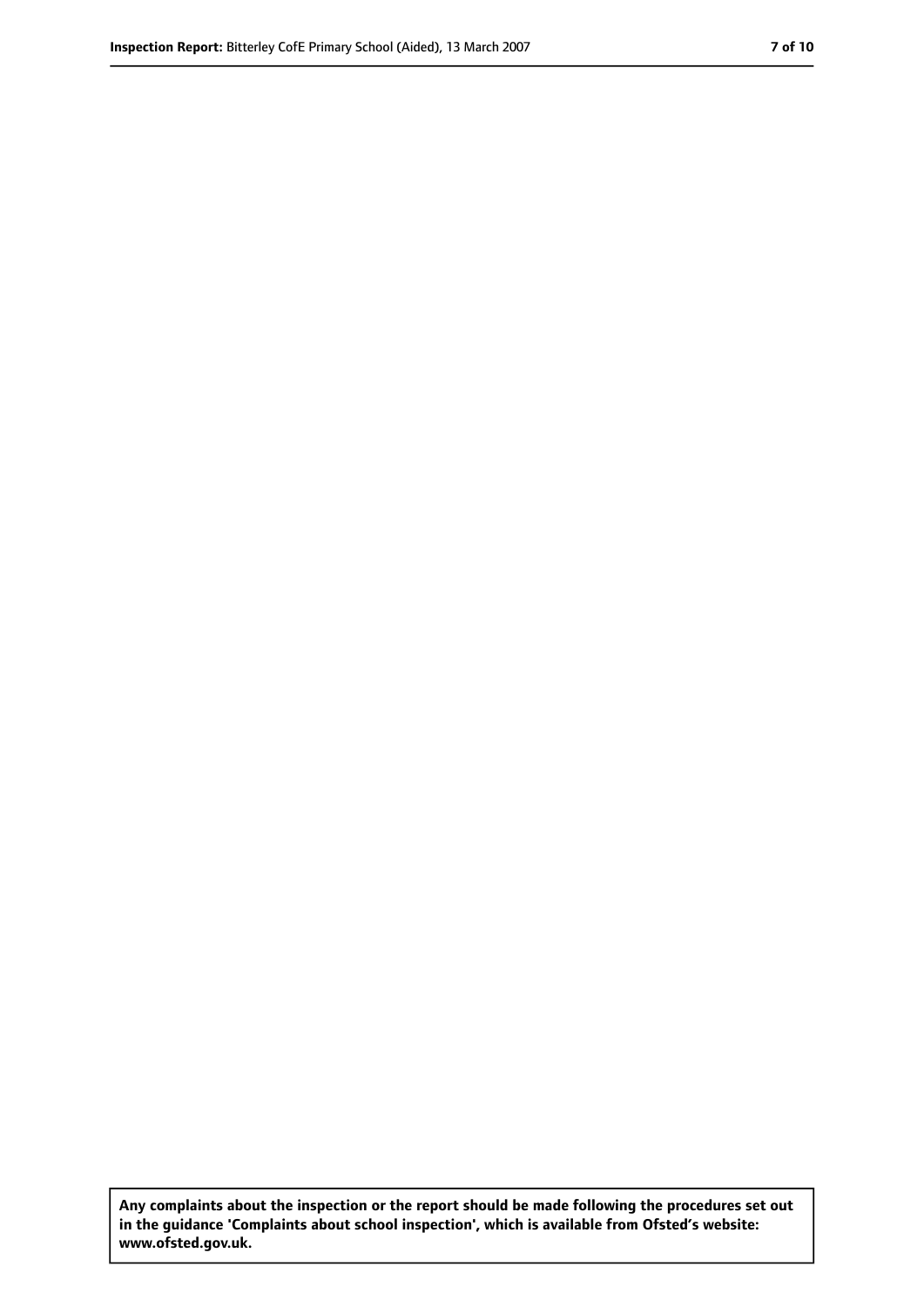**Any complaints about the inspection or the report should be made following the procedures set out in the guidance 'Complaints about school inspection', which is available from Ofsted's website: www.ofsted.gov.uk.**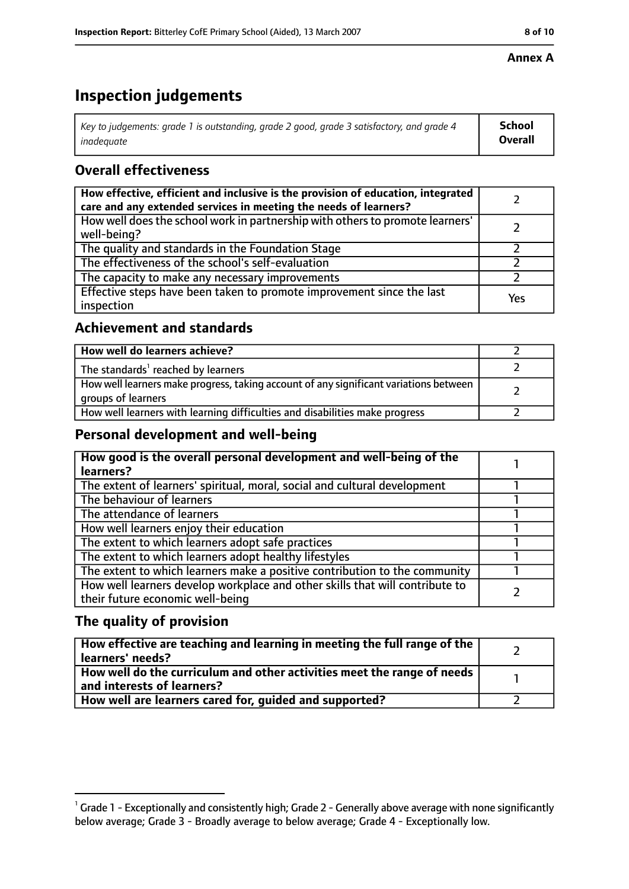**Annex A**

# Inspection judgements

| *Key to judgements: grade 1 is outstanding, grade 2 good, grade 3 satisfactory, and grade 4 inadequate* | **School Overall** |
|---|---|

## Overall effectiveness

| | |
|---|---|
| **How effective, efficient and inclusive is the provision of education, integrated care and any extended services in meeting the needs of learners?** | 2 |
| How well does the school work in partnership with others to promote learners' well-being? | 2 |
| The quality and standards in the Foundation Stage | 2 |
| The effectiveness of the school's self-evaluation | 2 |
| The capacity to make any necessary improvements | 2 |
| Effective steps have been taken to promote improvement since the last inspection | Yes |

## Achievement and standards

| | |
|---|---|
| **How well do learners achieve?** | 2 |
| The standards[1] reached by learners | 2 |
| How well learners make progress, taking account of any significant variations between groups of learners | 2 |
| How well learners with learning difficulties and disabilities make progress | 2 |

## Personal development and well-being

| | |
|---|---|
| **How good is the overall personal development and well-being of the learners?** | 1 |
| The extent of learners' spiritual, moral, social and cultural development | 1 |
| The behaviour of learners | 1 |
| The attendance of learners | 1 |
| How well learners enjoy their education | 1 |
| The extent to which learners adopt safe practices | 1 |
| The extent to which learners adopt healthy lifestyles | 1 |
| The extent to which learners make a positive contribution to the community | 1 |
| How well learners develop workplace and other skills that will contribute to their future economic well-being | 2 |

## The quality of provision

| | |
|---|---|
| **How effective are teaching and learning in meeting the full range of the learners' needs?** | 2 |
| **How well do the curriculum and other activities meet the range of needs and interests of learners?** | 1 |
| **How well are learners cared for, guided and supported?** | 2 |

[1] Grade 1 - Exceptionally and consistently high; Grade 2 - Generally above average with none significantly below average; Grade 3 - Broadly average to below average; Grade 4 - Exceptionally low.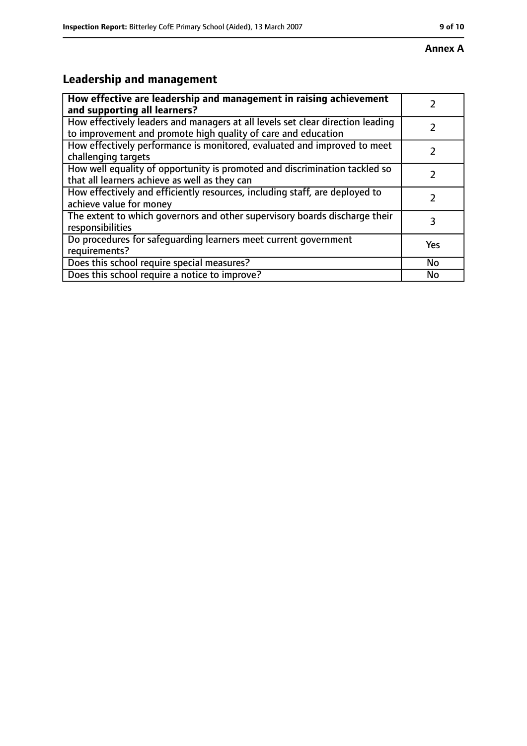**Annex A**

## Leadership and management

| **How effective are leadership and management in raising achievement and supporting all learners?** | 2 |
|---|---|
| How effectively leaders and managers at all levels set clear direction leading to improvement and promote high quality of care and education | 2 |
| How effectively performance is monitored, evaluated and improved to meet challenging targets | 2 |
| How well equality of opportunity is promoted and discrimination tackled so that all learners achieve as well as they can | 2 |
| How effectively and efficiently resources, including staff, are deployed to achieve value for money | 2 |
| The extent to which governors and other supervisory boards discharge their responsibilities | 3 |
| Do procedures for safeguarding learners meet current government requirements? | Yes |
| Does this school require special measures? | No |
| Does this school require a notice to improve? | No |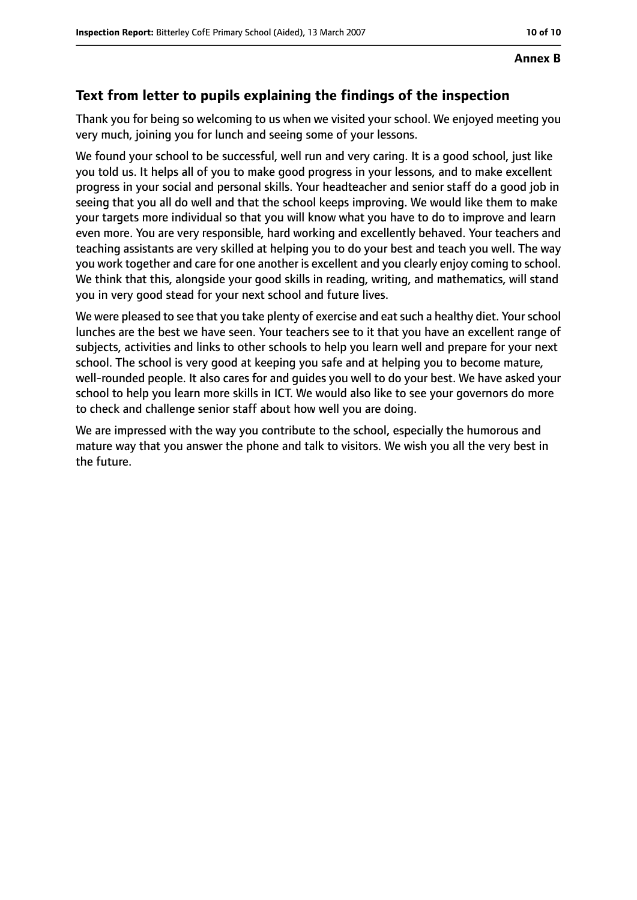**Annex B**

## Text from letter to pupils explaining the findings of the inspection

Thank you for being so welcoming to us when we visited your school. We enjoyed meeting you very much, joining you for lunch and seeing some of your lessons.

We found your school to be successful, well run and very caring. It is a good school, just like you told us. It helps all of you to make good progress in your lessons, and to make excellent progress in your social and personal skills. Your headteacher and senior staff do a good job in seeing that you all do well and that the school keeps improving. We would like them to make your targets more individual so that you will know what you have to do to improve and learn even more. You are very responsible, hard working and excellently behaved. Your teachers and teaching assistants are very skilled at helping you to do your best and teach you well. The way you work together and care for one another is excellent and you clearly enjoy coming to school. We think that this, alongside your good skills in reading, writing, and mathematics, will stand you in very good stead for your next school and future lives.

We were pleased to see that you take plenty of exercise and eat such a healthy diet. Your school lunches are the best we have seen. Your teachers see to it that you have an excellent range of subjects, activities and links to other schools to help you learn well and prepare for your next school. The school is very good at keeping you safe and at helping you to become mature, well-rounded people. It also cares for and guides you well to do your best. We have asked your school to help you learn more skills in ICT. We would also like to see your governors do more to check and challenge senior staff about how well you are doing.

We are impressed with the way you contribute to the school, especially the humorous and mature way that you answer the phone and talk to visitors. We wish you all the very best in the future.